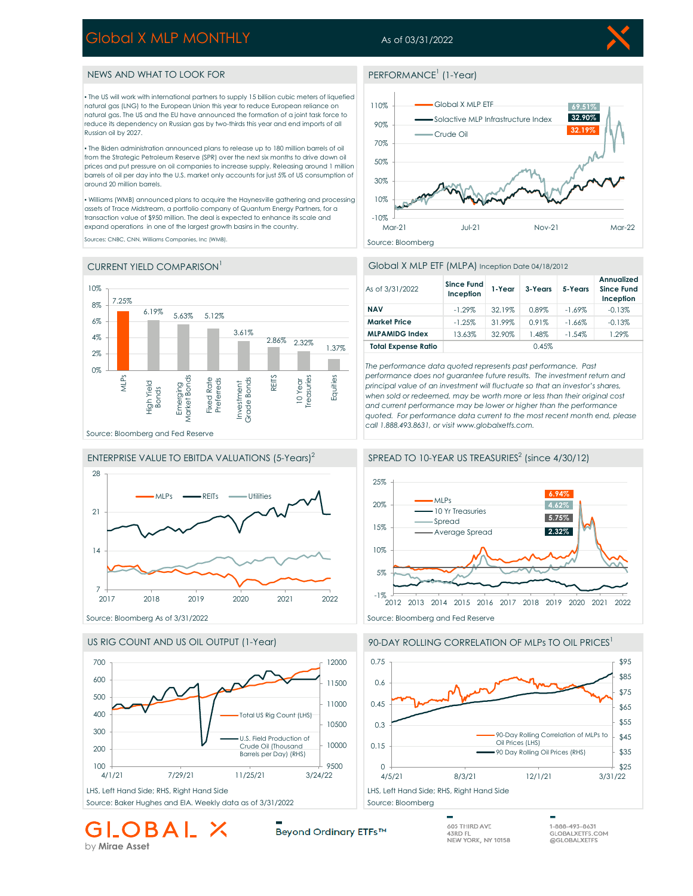# Global X MLP MONTHLY

As of 03/31/2022

## NEWS AND WHAT TO LOOK FOR

- The US will work with international partners to supply 15 billion cubic meters of liquefied natural gas (LNG) to the European Union this year to reduce European reliance on natural gas. The US and the EU have announced the formation of a joint task force to reduce its dependency on Russian gas by two-thirds this year and end imports of all Russian oil by 2027.
- The Biden administration announced plans to release up to 180 million barrels of oil from the Strategic Petroleum Reserve (SPR) over the next six months to drive down oil prices and put pressure on oil companies to increase supply. Releasing around 1 million barrels of oil per day into the U.S. market only accounts for just 5% of US consumption of around 20 million barrels.
- Williams (WMB) announced plans to acquire the Haynesville gathering and processing assets of Trace Midstream, a portfolio company of Quantum Energy Partners, for a transaction value of $950 million. The deal is expected to enhance its scale and expand operations in one of the largest growth basins in the country.

Sources: CNBC, CNN, Williams Companies, Inc (WMB).

## PERFORMANCE[1] (1-Year)

- Global X MLP ETF: 69.51%
- Solactive MLP Infrastructure Index: 32.90%
- Crude Oil: 32.19%

Source: Bloomberg

## CURRENT YIELD COMPARISON[1]

| Asset Class | Yield |
|---|---|
| MLPs | 7.25% |
| High Yield Bonds | 6.19% |
| Emerging Market Bonds | 5.63% |
| Fixed Rate Preferreds | 5.12% |
| Investment Grade Bonds | 3.61% |
| REITS | 2.86% |
| 10 Year Treasuries | 2.32% |
| Equities | 1.37% |

Source: Bloomberg and Fed Reserve

## Global X MLP ETF (MLPA) Inception Date 04/18/2012

| As of 3/31/2022 | Since Fund Inception | 1-Year | 3-Years | 5-Years | Annualized Since Fund Inception |
|---|---|---|---|---|---|
| **NAV** | -1.29% | 32.19% | 0.89% | -1.69% | -0.13% |
| **Market Price** | -1.25% | 31.99% | 0.91% | -1.66% | -0.13% |
| **MLPAMIDG Index** | 13.63% | 32.90% | 1.48% | -1.54% | 1.29% |
| **Total Expense Ratio** | | | 0.45% | | |

*The performance data quoted represents past performance. Past performance does not guarantee future results. The investment return and principal value of an investment will fluctuate so that an investor's shares, when sold or redeemed, may be worth more or less than their original cost and current performance may be lower or higher than the performance quoted. For performance data current to the most recent month end, please call 1.888.493.8631, or visit www.globalxetfs.com.*

## ENTERPRISE VALUE TO EBITDA VALUATIONS (5-Years)[2]

MLPs, REITs, Utilities

Source: Bloomberg As of 3/31/2022

## SPREAD TO 10-YEAR US TREASURIES[2] (since 4/30/12)

- MLPs: 6.94%
- 10 Yr Treasuries: 4.62%
- Spread: 5.75%
- Average Spread: 2.32%

Source: Bloomberg and Fed Reserve

## US RIG COUNT AND US OIL OUTPUT (1-Year)

Total US Rig Count (LHS); U.S. Field Production of Crude Oil (Thousand Barrels per Day) (RHS)

LHS, Left Hand Side; RHS, Right Hand Side

Source: Baker Hughes and EIA. Weekly data as of 3/31/2022

## 90-DAY ROLLING CORRELATION OF MLPs TO OIL PRICES[1]

90-Day Rolling Correlation of MLPs to Oil Prices (LHS); 90 Day Rolling Oil Prices (RHS)

LHS, Left Hand Side; RHS, Right Hand Side

Source: Bloomberg

GLOBAL X by Mirae Asset — Beyond Ordinary ETFs™

605 THIRD AVE, 43RD FL, NEW YORK, NY 10158

1-888-493-8631 | GLOBALXETFS.COM | @GLOBALXETFS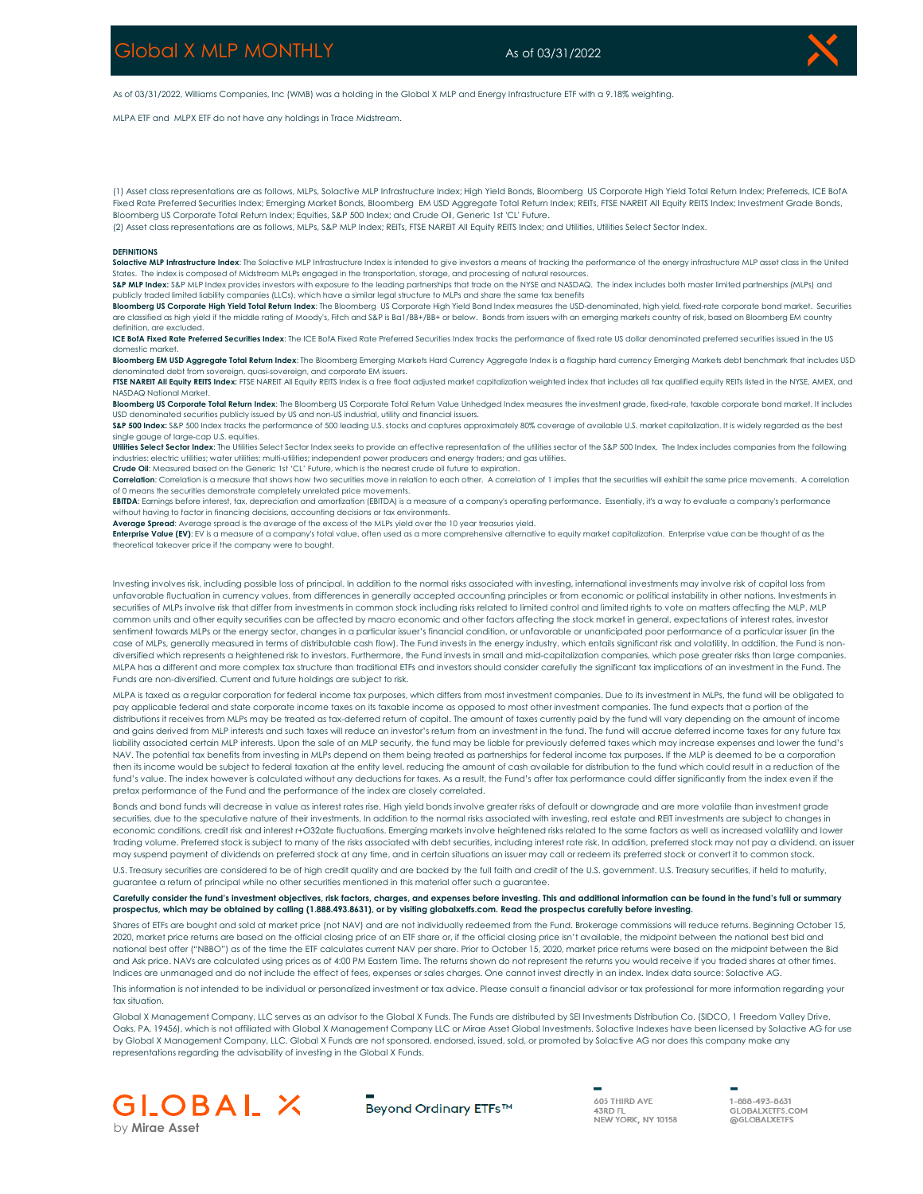As of 03/31/2022, Williams Companies, Inc (WMB) was a holding in the Global X MLP and Energy Infrastructure ETF with a 9.18% weighting.

MLPA ETF and MLPX ETF do not have any holdings in Trace Midstream.

(1) Asset class representations are as follows, MLPs, Solactive MLP Infrastructure Index; High Yield Bonds, Bloomberg US Corporate High Yield Total Return Index; Preferreds, ICE BofA Fixed Rate Preferred Securities Index; Emerging Market Bonds, Bloomberg EM USD Aggregate Total Return Index; REITs, FTSE NAREIT All Equity REITS Index; Investment Grade Bonds, Bloomberg US Corporate Total Return Index; Equities, S&P 500 Index; and Crude Oil, Generic 1st 'CL' Future.

(2) Asset class representations are as follows, MLPs, S&P MLP Index; REITs, FTSE NAREIT All Equity REITS Index; and Utilities, Utilities Select Sector Index.

**DEFINITIONS**

**Solactive MLP Infrastructure Index**: The Solactive MLP Infrastructure Index is intended to give investors a means of tracking the performance of the energy infrastructure MLP asset class in the United States. The index is composed of Midstream MLPs engaged in the transportation, storage, and processing of natural resources.

**S&P MLP Index:** S&P MLP Index provides investors with exposure to the leading partnerships that trade on the NYSE and NASDAQ. The index includes both master limited partnerships (MLPs) and publicly traded limited liability companies (LLCs), which have a similar legal structure to MLPs and share the same tax benefits

**Bloomberg US Corporate High Yield Total Return Index**: The Bloomberg US Corporate High Yield Bond Index measures the USD-denominated, high yield, fixed-rate corporate bond market. Securities are classified as high yield if the middle rating of Moody's, Fitch and S&P is Ba1/BB+/BB+ or below. Bonds from issuers with an emerging markets country of risk, based on Bloomberg EM country definition, are excluded.

**ICE BofA Fixed Rate Preferred Securities Index**: The ICE BofA Fixed Rate Preferred Securities Index tracks the performance of fixed rate US dollar denominated preferred securities issued in the US domestic market.

**Bloomberg EM USD Aggregate Total Return Index**: The Bloomberg Emerging Markets Hard Currency Aggregate Index is a flagship hard currency Emerging Markets debt benchmark that includes USD-denominated debt from sovereign, quasi-sovereign, and corporate EM issuers.

**FTSE NAREIT All Equity REITS Index:** FTSE NAREIT All Equity REITS Index is a free float adjusted market capitalization weighted index that includes all tax qualified equity REITs listed in the NYSE, AMEX, and NASDAQ National Market.

**Bloomberg US Corporate Total Return Index**: The Bloomberg US Corporate Total Return Value Unhedged Index measures the investment grade, fixed-rate, taxable corporate bond market. It includes USD denominated securities publicly issued by US and non-US industrial, utility and financial issuers.

**S&P 500 Index:** S&P 500 Index tracks the performance of 500 leading U.S. stocks and captures approximately 80% coverage of available U.S. market capitalization. It is widely regarded as the best single gauge of large-cap U.S. equities.

**Utilities Select Sector Index**: The Utilities Select Sector Index seeks to provide an effective representation of the utilities sector of the S&P 500 Index. The Index includes companies from the following industries: electric utilities; water utilities; multi-utilities; independent power producers and energy traders; and gas utilities.

**Crude Oil**: Measured based on the Generic 1st 'CL' Future, which is the nearest crude oil future to expiration.

**Correlation**: Correlation is a measure that shows how two securities move in relation to each other. A correlation of 1 implies that the securities will exhibit the same price movements. A correlation of 0 means the securities demonstrate completely unrelated price movements.

**EBITDA**: Earnings before interest, tax, depreciation and amortization (EBITDA) is a measure of a company's operating performance. Essentially, it's a way to evaluate a company's performance without having to factor in financing decisions, accounting decisions or tax environments.

**Average Spread**: Average spread is the average of the excess of the MLPs yield over the 10 year treasuries yield.

**Enterprise Value (EV)**: EV is a measure of a company's total value, often used as a more comprehensive alternative to equity market capitalization. Enterprise value can be thought of as the theoretical takeover price if the company were to be bought.

Investing involves risk, including possible loss of principal. In addition to the normal risks associated with investing, international investments may involve risk of capital loss from unfavorable fluctuation in currency values, from differences in generally accepted accounting principles or from economic or political instability in other nations. Investments in securities of MLPs involve risk that differ from investments in common stock including risks related to limited control and limited rights to vote on matters affecting the MLP. MLP common units and other equity securities can be affected by macro economic and other factors affecting the stock market in general, expectations of interest rates, investor sentiment towards MLPs or the energy sector, changes in a particular issuer's financial condition, or unfavorable or unanticipated poor performance of a particular issuer (in the case of MLPs, generally measured in terms of distributable cash flow). The Fund invests in the energy industry, which entails significant risk and volatility. In addition, the Fund is non-diversified which represents a heightened risk to investors. Furthermore, the Fund invests in small and mid-capitalization companies, which pose greater risks than large companies. MLPA has a different and more complex tax structure than traditional ETFs and investors should consider carefully the significant tax implications of an investment in the Fund. The Funds are non-diversified. Current and future holdings are subject to risk.

MLPA is taxed as a regular corporation for federal income tax purposes, which differs from most investment companies. Due to its investment in MLPs, the fund will be obligated to pay applicable federal and state corporate income taxes on its taxable income as opposed to most other investment companies. The fund expects that a portion of the distributions it receives from MLPs may be treated as tax-deferred return of capital. The amount of taxes currently paid by the fund will vary depending on the amount of income and gains derived from MLP interests and such taxes will reduce an investor's return from an investment in the fund. The fund will accrue deferred income taxes for any future tax liability associated certain MLP interests. Upon the sale of an MLP security, the fund may be liable for previously deferred taxes which may increase expenses and lower the fund's NAV. The potential tax benefits from investing in MLPs depend on them being treated as partnerships for federal income tax purposes. If the MLP is deemed to be a corporation then its income would be subject to federal taxation at the entity level, reducing the amount of cash available for distribution to the fund which could result in a reduction of the fund's value. The index however is calculated without any deductions for taxes. As a result, the Fund's after tax performance could differ significantly from the index even if the pretax performance of the Fund and the performance of the index are closely correlated.

Bonds and bond funds will decrease in value as interest rates rise. High yield bonds involve greater risks of default or downgrade and are more volatile than investment grade securities, due to the speculative nature of their investments. In addition to the normal risks associated with investing, real estate and REIT investments are subject to changes in economic conditions, credit risk and interest r+O32ate fluctuations. Emerging markets involve heightened risks related to the same factors as well as increased volatility and lower trading volume. Preferred stock is subject to many of the risks associated with debt securities, including interest rate risk. In addition, preferred stock may not pay a dividend, an issuer may suspend payment of dividends on preferred stock at any time, and in certain situations an issuer may call or redeem its preferred stock or convert it to common stock.

U.S. Treasury securities are considered to be of high credit quality and are backed by the full faith and credit of the U.S. government. U.S. Treasury securities, if held to maturity, guarantee a return of principal while no other securities mentioned in this material offer such a guarantee.

**Carefully consider the fund's investment objectives, risk factors, charges, and expenses before investing. This and additional information can be found in the fund's full or summary prospectus, which may be obtained by calling (1.888.493.8631), or by visiting globalxetfs.com. Read the prospectus carefully before investing.**

Shares of ETFs are bought and sold at market price (not NAV) and are not individually redeemed from the Fund. Brokerage commissions will reduce returns. Beginning October 15, 2020, market price returns are based on the official closing price of an ETF share or, if the official closing price isn't available, the midpoint between the national best bid and national best offer ("NBBO") as of the time the ETF calculates current NAV per share. Prior to October 15, 2020, market price returns were based on the midpoint between the Bid and Ask price. NAVs are calculated using prices as of 4:00 PM Eastern Time. The returns shown do not represent the returns you would receive if you traded shares at other times. Indices are unmanaged and do not include the effect of fees, expenses or sales charges. One cannot invest directly in an index. Index data source: Solactive AG.

This information is not intended to be individual or personalized investment or tax advice. Please consult a financial advisor or tax professional for more information regarding your tax situation.

Global X Management Company, LLC serves as an advisor to the Global X Funds. The Funds are distributed by SEI Investments Distribution Co. (SIDCO, 1 Freedom Valley Drive, Oaks, PA, 19456), which is not affiliated with Global X Management Company LLC or Mirae Asset Global Investments. Solactive Indexes have been licensed by Solactive AG for use by Global X Management Company, LLC. Global X Funds are not sponsored, endorsed, issued, sold, or promoted by Solactive AG nor does this company make any representations regarding the advisability of investing in the Global X Funds.

GLOBAL X by Mirae Asset

Beyond Ordinary ETFs™

605 THIRD AVE
43RD FL
NEW YORK, NY 10158

1-888-493-8631
GLOBALXETFS.COM
@GLOBALXETFS